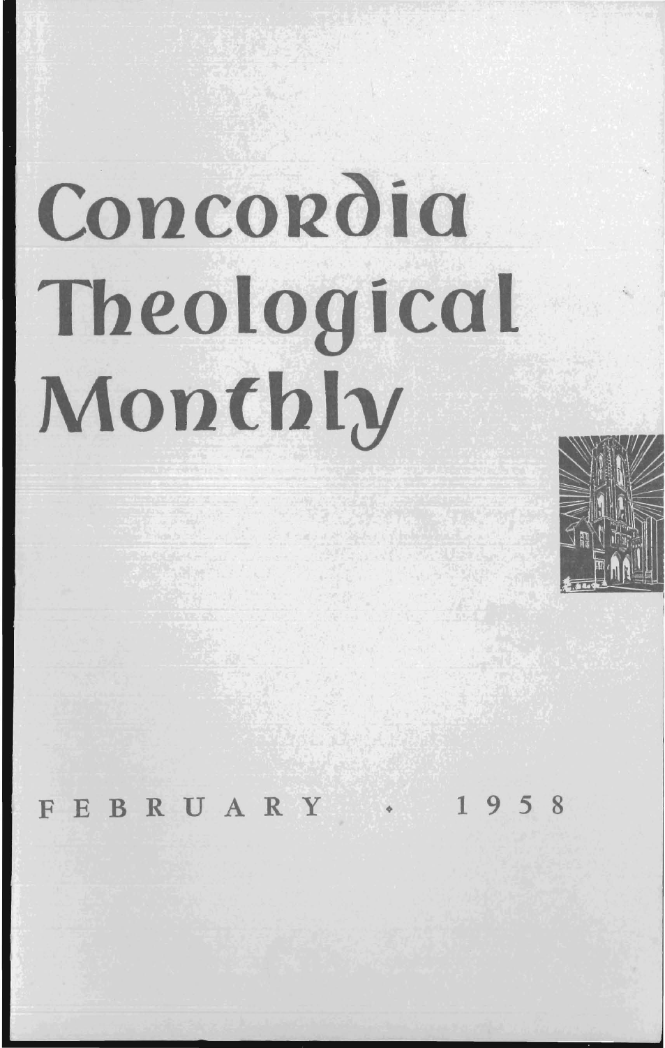# Concordia Theological Monthly

FEBRUARY · 1958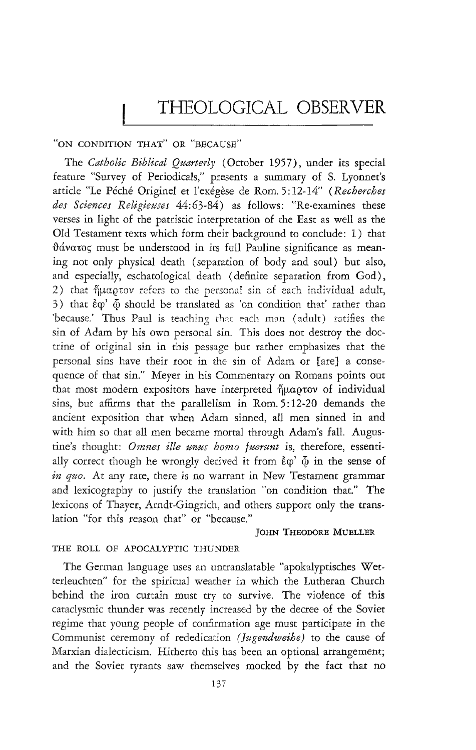# THEOLOGICAL OBSERVER

## "ON CONDITION THAT" OR "BECAUSE"

The *Catholic Biblical Quarterly* (October 1957), under its special feature "Survey of Periodicals," presents a summary of S. Lyonnet's article "Le Péché Originel et l'exégèse de Rom. 5:12-14" (*Recherches des Sciences Religieuses* 44:63-84) as follows: "Re-examines these verses in light of the patristic interpretation of the East as well as the Old Testament texts which form their background to conclude: 1) that θάνατος must be understood in its full Pauline significance as meaning not only physical death (separation of body and soul) but also, and especially, eschatological death (definite separation from God), 2) that ἥμαρτον refers to the personal sin of each individual adult, 3) that ἐφ' ᾧ should be translated as 'on condition that' rather than 'because.' Thus Paul is teaching that each man (adult) ratifies the sin of Adam by his own personal sin. This does not destroy the doctrine of original sin in this passage but rather emphasizes that the personal sins have their root in the sin of Adam or [are] a consequence of that sin." Meyer in his Commentary on Romans points out that most modern expositors have interpreted ἥμαρτον of individual sins, but affirms that the parallelism in Rom. 5:12-20 demands the ancient exposition that when Adam sinned, all men sinned in and with him so that all men became mortal through Adam's fall. Augustine's thought: *Omnes ille unus homo fuerunt* is, therefore, essentially correct though he wrongly derived it from ἐφ' ᾧ in the sense of *in quo*. At any rate, there is no warrant in New Testament grammar and lexicography to justify the translation "on condition that." The lexicons of Thayer, Arndt-Gingrich, and others support only the translation "for this reason that" or "because."

JOHN THEODORE MUELLER

## THE ROLL OF APOCALYPTIC THUNDER

The German language uses an untranslatable "apokalyptisches Wetterleuchten" for the spiritual weather in which the Lutheran Church behind the iron curtain must try to survive. The violence of this cataclysmic thunder was recently increased by the decree of the Soviet regime that young people of confirmation age must participate in the Communist ceremony of rededication (*Jugendweihe*) to the cause of Marxian dialecticism. Hitherto this has been an optional arrangement; and the Soviet tyrants saw themselves mocked by the fact that no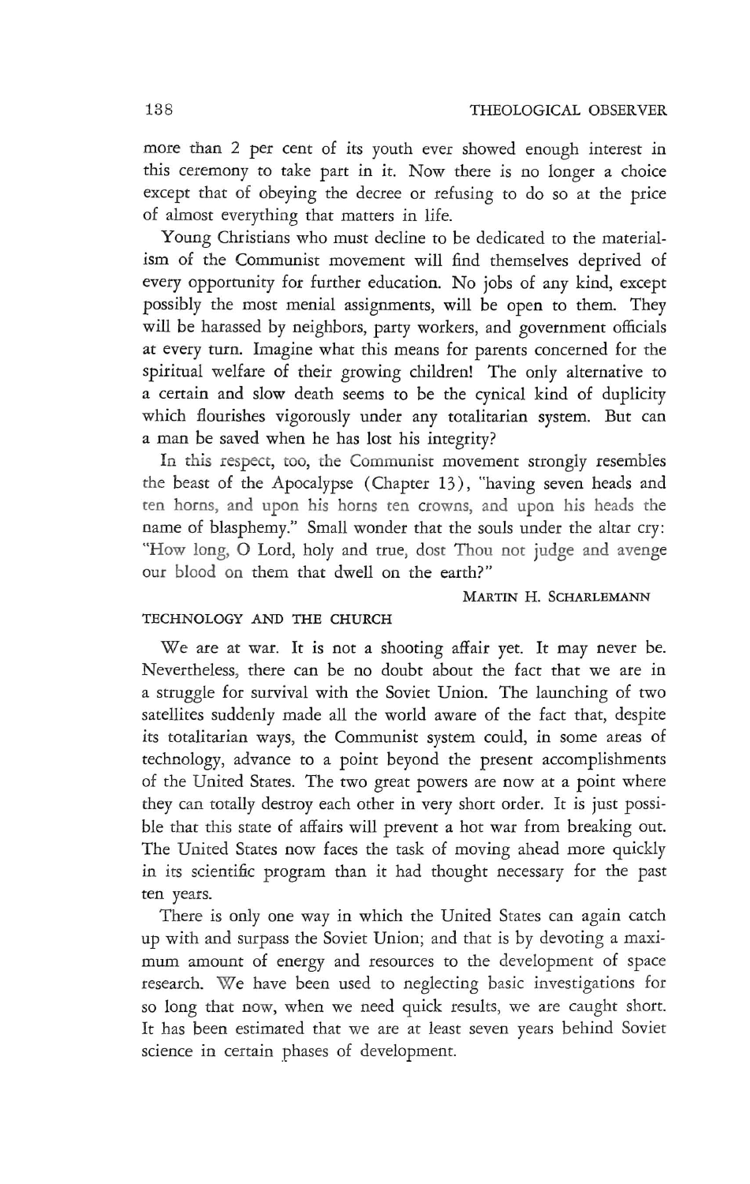more than 2 per cent of its youth ever showed enough interest in this ceremony to take part in it. Now there is no longer a choice except that of obeying the decree or refusing to do so at the price of almost everything that matters in life.

Young Christians who must decline to be dedicated to the materialism of the Communist movement will find themselves deprived of every opportunity for further education. No jobs of any kind, except possibly the most menial assignments, will be open to them. They will be harassed by neighbors, party workers, and government officials at every turn. Imagine what this means for parents concerned for the spiritual welfare of their growing children! The only alternative to a certain and slow death seems to be the cynical kind of duplicity which flourishes vigorously under any totalitarian system. But can a man be saved when he has lost his integrity?

In this respect, too, the Communist movement strongly resembles the beast of the Apocalypse (Chapter 13), "having seven heads and ten horns, and upon his horns ten crowns, and upon his heads the name of blasphemy." Small wonder that the souls under the altar cry: "How long, O Lord, holy and true, dost Thou not judge and avenge our blood on them that dwell on the earth?"

MARTIN H. SCHARLEMANN

## TECHNOLOGY AND THE CHURCH

We are at war. It is not a shooting affair yet. It may never be. Nevertheless, there can be no doubt about the fact that we are in a struggle for survival with the Soviet Union. The launching of two satellites suddenly made all the world aware of the fact that, despite its totalitarian ways, the Communist system could, in some areas of technology, advance to a point beyond the present accomplishments of the United States. The two great powers are now at a point where they can totally destroy each other in very short order. It is just possible that this state of affairs will prevent a hot war from breaking out. The United States now faces the task of moving ahead more quickly in its scientific program than it had thought necessary for the past ten years.

There is only one way in which the United States can again catch up with and surpass the Soviet Union; and that is by devoting a maximum amount of energy and resources to the development of space research. We have been used to neglecting basic investigations for so long that now, when we need quick results, we are caught short. It has been estimated that we are at least seven years behind Soviet science in certain phases of development.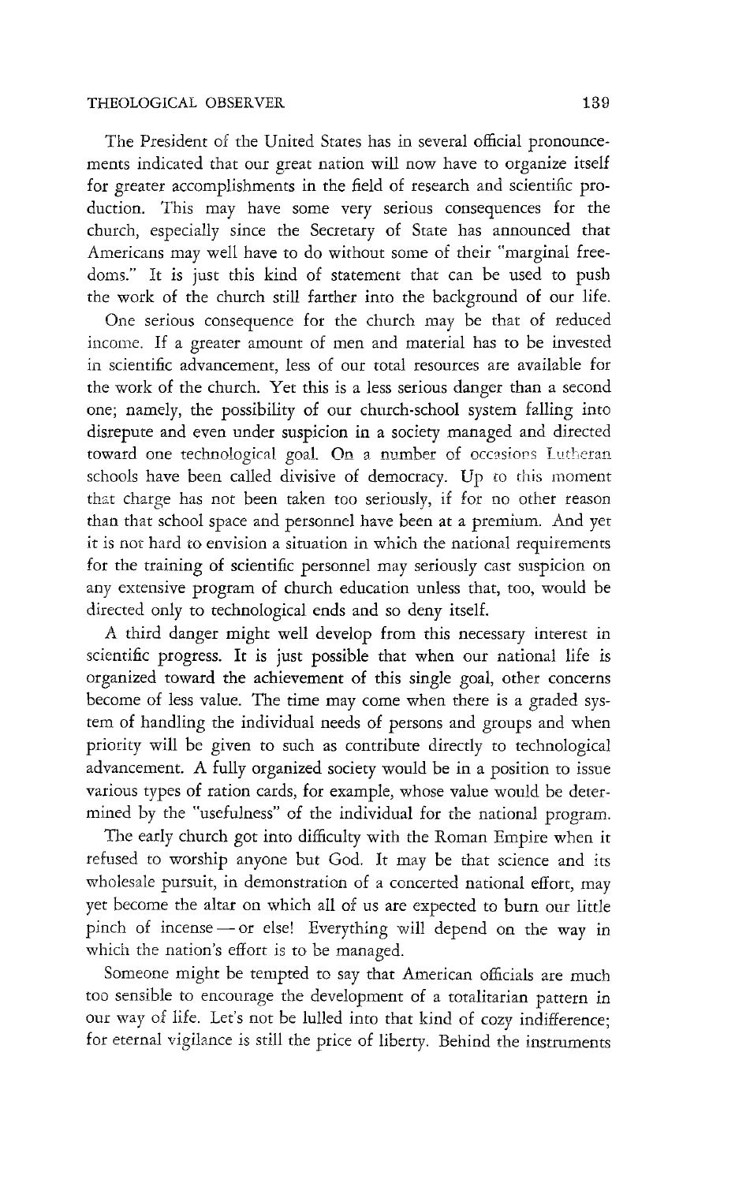The President of the United States has in several official pronouncements indicated that our great nation will now have to organize itself for greater accomplishments in the field of research and scientific production. This may have some very serious consequences for the church, especially since the Secretary of State has announced that Americans may well have to do without some of their "marginal freedoms." It is just this kind of statement that can be used to push the work of the church still farther into the background of our life.

One serious consequence for the church may be that of reduced income. If a greater amount of men and material has to be invested in scientific advancement, less of our total resources are available for the work of the church. Yet this is a less serious danger than a second one; namely, the possibility of our church-school system falling into disrepute and even under suspicion in a society managed and directed toward one technological goal. On a number of occasions Lutheran schools have been called divisive of democracy. Up to this moment that charge has not been taken too seriously, if for no other reason than that school space and personnel have been at a premium. And yet it is not hard to envision a situation in which the national requirements for the training of scientific personnel may seriously cast suspicion on any extensive program of church education unless that, too, would be directed only to technological ends and so deny itself.

A third danger might well develop from this necessary interest in scientific progress. It is just possible that when our national life is organized toward the achievement of this single goal, other concerns become of less value. The time may come when there is a graded system of handling the individual needs of persons and groups and when priority will be given to such as contribute directly to technological advancement. A fully organized society would be in a position to issue various types of ration cards, for example, whose value would be determined by the "usefulness" of the individual for the national program.

The early church got into difficulty with the Roman Empire when it refused to worship anyone but God. It may be that science and its wholesale pursuit, in demonstration of a concerted national effort, may yet become the altar on which all of us are expected to burn our little pinch of incense — or else! Everything will depend on the way in which the nation's effort is to be managed.

Someone might be tempted to say that American officials are much too sensible to encourage the development of a totalitarian pattern in our way of life. Let's not be lulled into that kind of cozy indifference; for eternal vigilance is still the price of liberty. Behind the instruments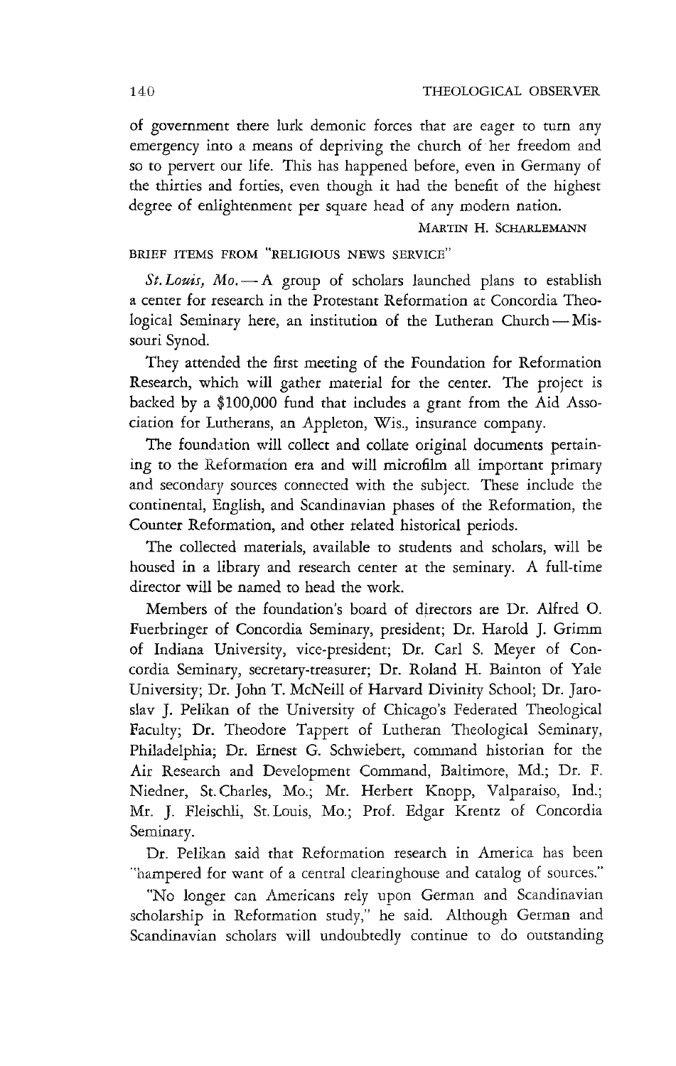of government there lurk demonic forces that are eager to turn any emergency into a means of depriving the church of her freedom and so to pervert our life. This has happened before, even in Germany of the thirties and forties, even though it had the benefit of the highest degree of enlightenment per square head of any modern nation.

MARTIN H. SCHARLEMANN

BRIEF ITEMS FROM "RELIGIOUS NEWS SERVICE"

*St. Louis, Mo.* — A group of scholars launched plans to establish a center for research in the Protestant Reformation at Concordia Theological Seminary here, an institution of the Lutheran Church — Missouri Synod.

They attended the first meeting of the Foundation for Reformation Research, which will gather material for the center. The project is backed by a $100,000 fund that includes a grant from the Aid Association for Lutherans, an Appleton, Wis., insurance company.

The foundation will collect and collate original documents pertaining to the Reformation era and will microfilm all important primary and secondary sources connected with the subject. These include the continental, English, and Scandinavian phases of the Reformation, the Counter Reformation, and other related historical periods.

The collected materials, available to students and scholars, will be housed in a library and research center at the seminary. A full-time director will be named to head the work.

Members of the foundation's board of directors are Dr. Alfred O. Fuerbringer of Concordia Seminary, president; Dr. Harold J. Grimm of Indiana University, vice-president; Dr. Carl S. Meyer of Concordia Seminary, secretary-treasurer; Dr. Roland H. Bainton of Yale University; Dr. John T. McNeill of Harvard Divinity School; Dr. Jaroslav J. Pelikan of the University of Chicago's Federated Theological Faculty; Dr. Theodore Tappert of Lutheran Theological Seminary, Philadelphia; Dr. Ernest G. Schwiebert, command historian for the Air Research and Development Command, Baltimore, Md.; Dr. F. Niedner, St. Charles, Mo.; Mr. Herbert Knopp, Valparaiso, Ind.; Mr. J. Fleischli, St. Louis, Mo.; Prof. Edgar Krentz of Concordia Seminary.

Dr. Pelikan said that Reformation research in America has been "hampered for want of a central clearinghouse and catalog of sources."

"No longer can Americans rely upon German and Scandinavian scholarship in Reformation study," he said. Although German and Scandinavian scholars will undoubtedly continue to do outstanding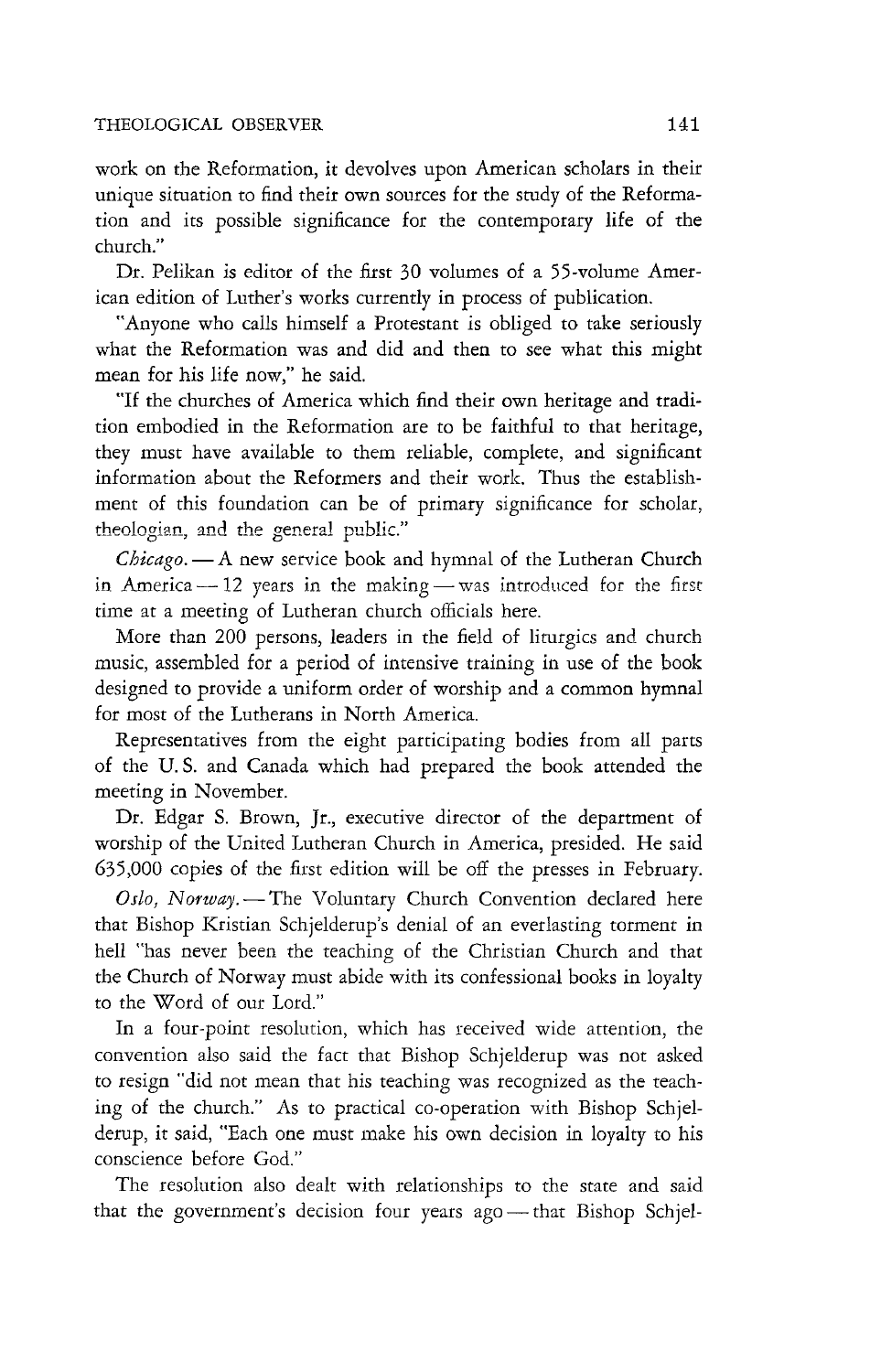work on the Reformation, it devolves upon American scholars in their unique situation to find their own sources for the study of the Reformation and its possible significance for the contemporary life of the church."

Dr. Pelikan is editor of the first 30 volumes of a 55-volume American edition of Luther's works currently in process of publication.

"Anyone who calls himself a Protestant is obliged to take seriously what the Reformation was and did and then to see what this might mean for his life now," he said.

"If the churches of America which find their own heritage and tradition embodied in the Reformation are to be faithful to that heritage, they must have available to them reliable, complete, and significant information about the Reformers and their work. Thus the establishment of this foundation can be of primary significance for scholar, theologian, and the general public."

*Chicago.* — A new service book and hymnal of the Lutheran Church in America — 12 years in the making — was introduced for the first time at a meeting of Lutheran church officials here.

More than 200 persons, leaders in the field of liturgics and church music, assembled for a period of intensive training in use of the book designed to provide a uniform order of worship and a common hymnal for most of the Lutherans in North America.

Representatives from the eight participating bodies from all parts of the U. S. and Canada which had prepared the book attended the meeting in November.

Dr. Edgar S. Brown, Jr., executive director of the department of worship of the United Lutheran Church in America, presided. He said 635,000 copies of the first edition will be off the presses in February.

*Oslo, Norway.* — The Voluntary Church Convention declared here that Bishop Kristian Schjelderup's denial of an everlasting torment in hell "has never been the teaching of the Christian Church and that the Church of Norway must abide with its confessional books in loyalty to the Word of our Lord."

In a four-point resolution, which has received wide attention, the convention also said the fact that Bishop Schjelderup was not asked to resign "did not mean that his teaching was recognized as the teaching of the church." As to practical co-operation with Bishop Schjelderup, it said, "Each one must make his own decision in loyalty to his conscience before God."

The resolution also dealt with relationships to the state and said that the government's decision four years ago — that Bishop Schjel-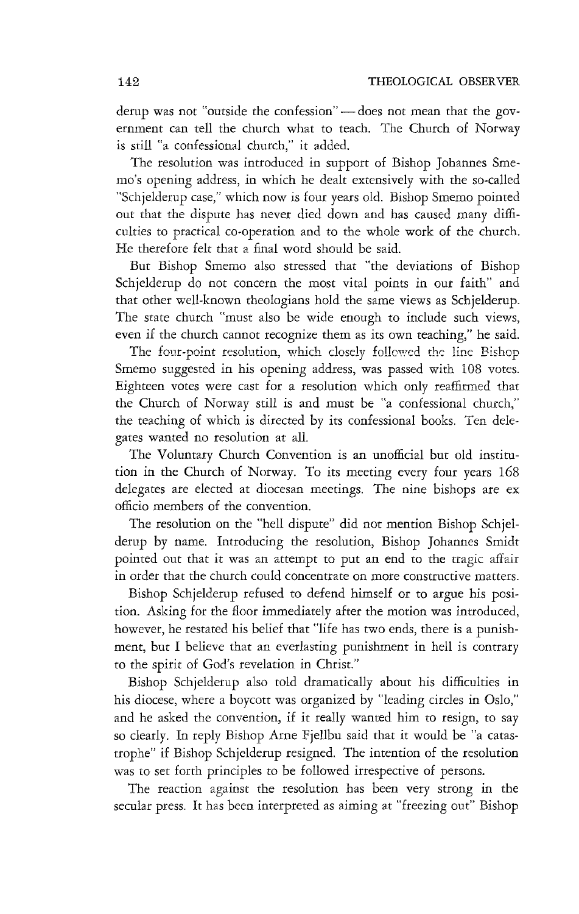derup was not "outside the confession" — does not mean that the government can tell the church what to teach. The Church of Norway is still "a confessional church," it added.

The resolution was introduced in support of Bishop Johannes Smemo's opening address, in which he dealt extensively with the so-called "Schjelderup case," which now is four years old. Bishop Smemo pointed out that the dispute has never died down and has caused many difficulties to practical co-operation and to the whole work of the church. He therefore felt that a final word should be said.

But Bishop Smemo also stressed that "the deviations of Bishop Schjelderup do not concern the most vital points in our faith" and that other well-known theologians hold the same views as Schjelderup. The state church "must also be wide enough to include such views, even if the church cannot recognize them as its own teaching," he said.

The four-point resolution, which closely followed the line Bishop Smemo suggested in his opening address, was passed with 108 votes. Eighteen votes were cast for a resolution which only reaffirmed that the Church of Norway still is and must be "a confessional church," the teaching of which is directed by its confessional books. Ten delegates wanted no resolution at all.

The Voluntary Church Convention is an unofficial but old institution in the Church of Norway. To its meeting every four years 168 delegates are elected at diocesan meetings. The nine bishops are ex officio members of the convention.

The resolution on the "hell dispute" did not mention Bishop Schjelderup by name. Introducing the resolution, Bishop Johannes Smidt pointed out that it was an attempt to put an end to the tragic affair in order that the church could concentrate on more constructive matters.

Bishop Schjelderup refused to defend himself or to argue his position. Asking for the floor immediately after the motion was introduced, however, he restated his belief that "life has two ends, there is a punishment, but I believe that an everlasting punishment in hell is contrary to the spirit of God's revelation in Christ."

Bishop Schjelderup also told dramatically about his difficulties in his diocese, where a boycott was organized by "leading circles in Oslo," and he asked the convention, if it really wanted him to resign, to say so clearly. In reply Bishop Arne Fjellbu said that it would be "a catastrophe" if Bishop Schjelderup resigned. The intention of the resolution was to set forth principles to be followed irrespective of persons.

The reaction against the resolution has been very strong in the secular press. It has been interpreted as aiming at "freezing out" Bishop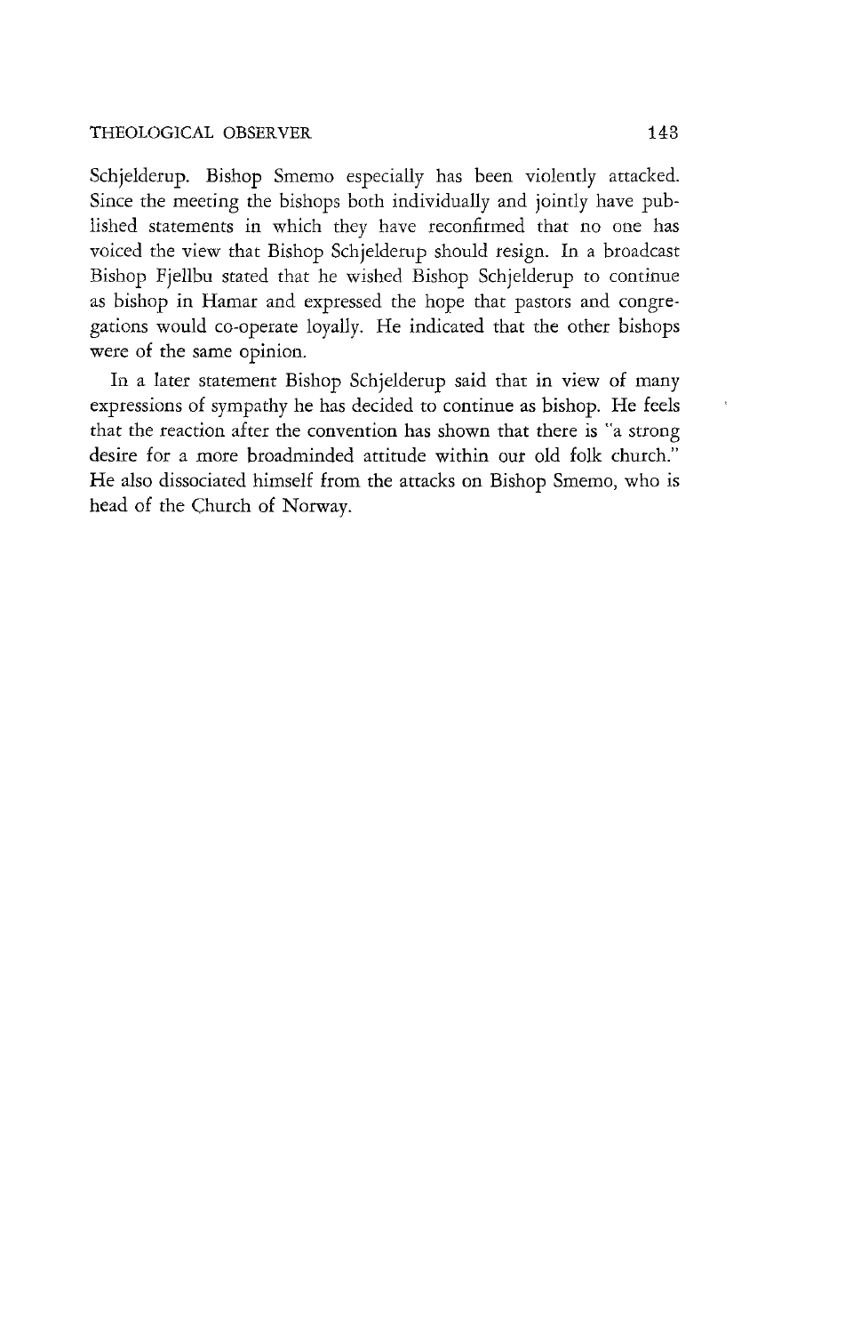Schjelderup. Bishop Smemo especially has been violently attacked. Since the meeting the bishops both individually and jointly have published statements in which they have reconfirmed that no one has voiced the view that Bishop Schjelderup should resign. In a broadcast Bishop Fjellbu stated that he wished Bishop Schjelderup to continue as bishop in Hamar and expressed the hope that pastors and congregations would co-operate loyally. He indicated that the other bishops were of the same opinion.

In a later statement Bishop Schjelderup said that in view of many expressions of sympathy he has decided to continue as bishop. He feels that the reaction after the convention has shown that there is "a strong desire for a more broadminded attitude within our old folk church." He also dissociated himself from the attacks on Bishop Smemo, who is head of the Church of Norway.